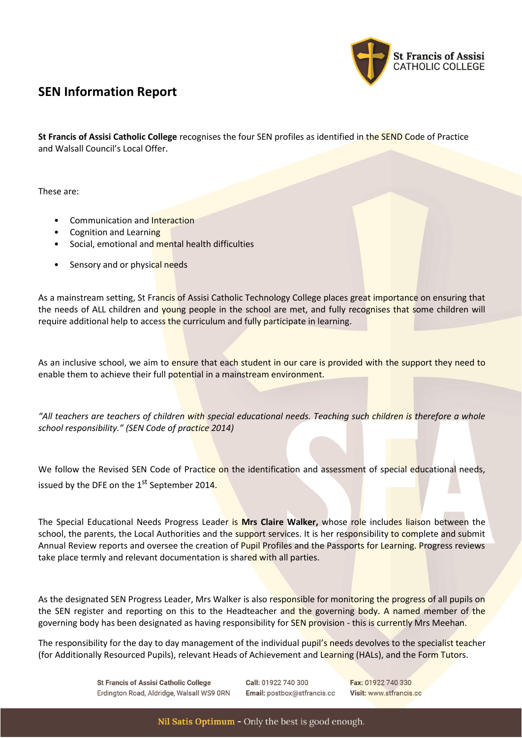# SEN Information Report

**St Francis of Assisi Catholic College** recognises the four SEN profiles as identified in the SEND Code of Practice and Walsall Council's Local Offer.

These are:

- Communication and Interaction
- Cognition and Learning
- Social, emotional and mental health difficulties
- Sensory and or physical needs

As a mainstream setting, St Francis of Assisi Catholic Technology College places great importance on ensuring that the needs of ALL children and young people in the school are met, and fully recognises that some children will require additional help to access the curriculum and fully participate in learning.

As an inclusive school, we aim to ensure that each student in our care is provided with the support they need to enable them to achieve their full potential in a mainstream environment.

*"All teachers are teachers of children with special educational needs. Teaching such children is therefore a whole school responsibility." (SEN Code of practice 2014)*

We follow the Revised SEN Code of Practice on the identification and assessment of special educational needs, issued by the DFE on the 1st September 2014.

The Special Educational Needs Progress Leader is **Mrs Claire Walker,** whose role includes liaison between the school, the parents, the Local Authorities and the support services. It is her responsibility to complete and submit Annual Review reports and oversee the creation of Pupil Profiles and the Passports for Learning. Progress reviews take place termly and relevant documentation is shared with all parties.

As the designated SEN Progress Leader, Mrs Walker is also responsible for monitoring the progress of all pupils on the SEN register and reporting on this to the Headteacher and the governing body. A named member of the governing body has been designated as having responsibility for SEN provision - this is currently Mrs Meehan.

The responsibility for the day to day management of the individual pupil's needs devolves to the specialist teacher (for Additionally Resourced Pupils), relevant Heads of Achievement and Learning (HALs), and the Form Tutors.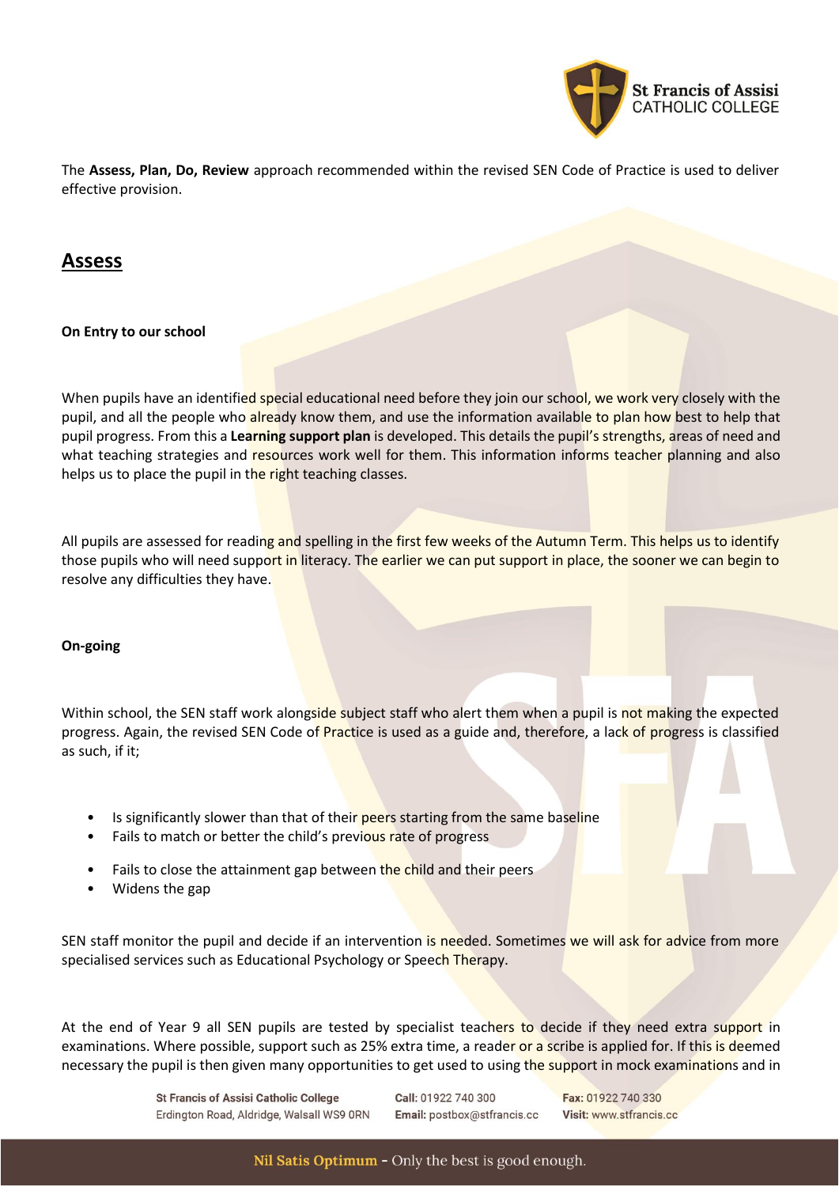The **Assess, Plan, Do, Review** approach recommended within the revised SEN Code of Practice is used to deliver effective provision.

## Assess

**On Entry to our school**

When pupils have an identified special educational need before they join our school, we work very closely with the pupil, and all the people who already know them, and use the information available to plan how best to help that pupil progress. From this a **Learning support plan** is developed. This details the pupil's strengths, areas of need and what teaching strategies and resources work well for them. This information informs teacher planning and also helps us to place the pupil in the right teaching classes.

All pupils are assessed for reading and spelling in the first few weeks of the Autumn Term. This helps us to identify those pupils who will need support in literacy. The earlier we can put support in place, the sooner we can begin to resolve any difficulties they have.

**On-going**

Within school, the SEN staff work alongside subject staff who alert them when a pupil is not making the expected progress. Again, the revised SEN Code of Practice is used as a guide and, therefore, a lack of progress is classified as such, if it;

- Is significantly slower than that of their peers starting from the same baseline
- Fails to match or better the child's previous rate of progress
- Fails to close the attainment gap between the child and their peers
- Widens the gap

SEN staff monitor the pupil and decide if an intervention is needed. Sometimes we will ask for advice from more specialised services such as Educational Psychology or Speech Therapy.

At the end of Year 9 all SEN pupils are tested by specialist teachers to decide if they need extra support in examinations. Where possible, support such as 25% extra time, a reader or a scribe is applied for. If this is deemed necessary the pupil is then given many opportunities to get used to using the support in mock examinations and in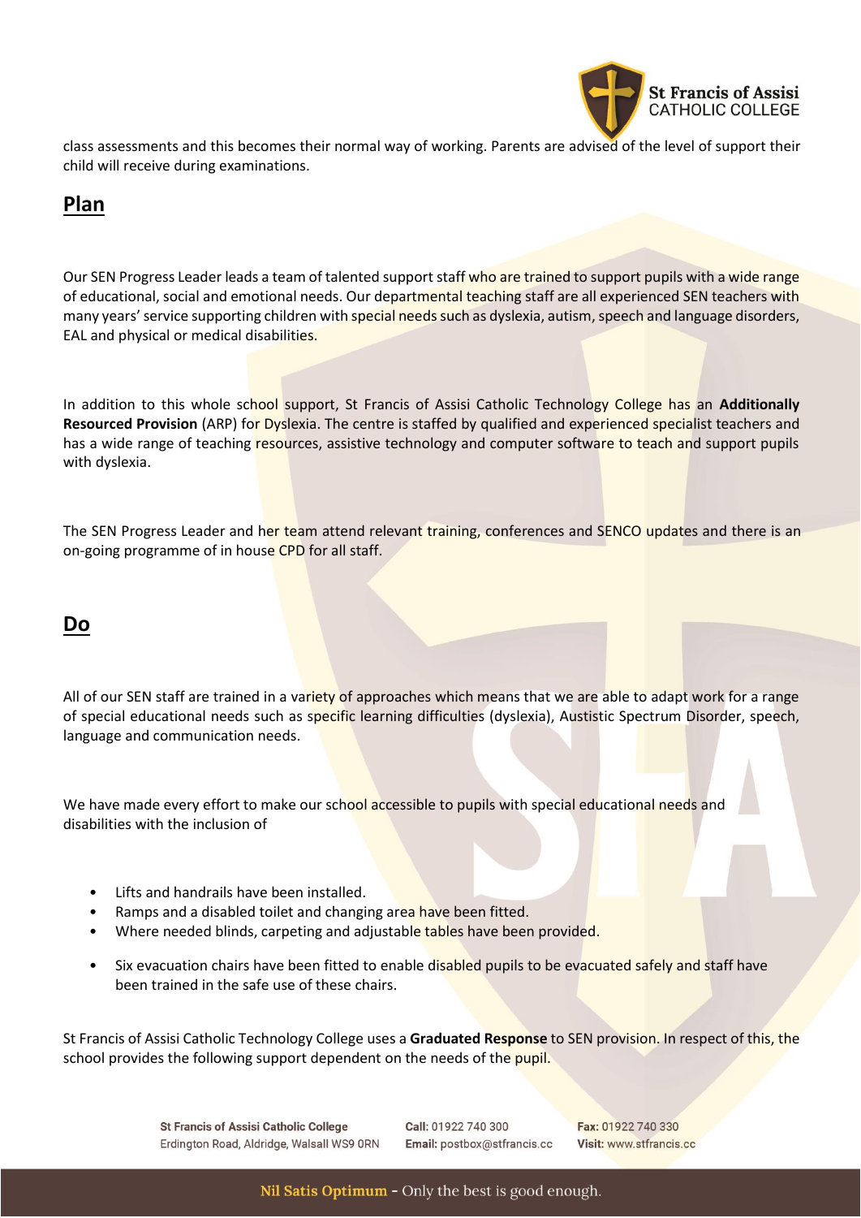class assessments and this becomes their normal way of working. Parents are advised of the level of support their child will receive during examinations.

## Plan

Our SEN Progress Leader leads a team of talented support staff who are trained to support pupils with a wide range of educational, social and emotional needs. Our departmental teaching staff are all experienced SEN teachers with many years' service supporting children with special needs such as dyslexia, autism, speech and language disorders, EAL and physical or medical disabilities.

In addition to this whole school support, St Francis of Assisi Catholic Technology College has an **Additionally Resourced Provision** (ARP) for Dyslexia. The centre is staffed by qualified and experienced specialist teachers and has a wide range of teaching resources, assistive technology and computer software to teach and support pupils with dyslexia.

The SEN Progress Leader and her team attend relevant training, conferences and SENCO updates and there is an on-going programme of in house CPD for all staff.

## Do

All of our SEN staff are trained in a variety of approaches which means that we are able to adapt work for a range of special educational needs such as specific learning difficulties (dyslexia), Austistic Spectrum Disorder, speech, language and communication needs.

We have made every effort to make our school accessible to pupils with special educational needs and disabilities with the inclusion of

- Lifts and handrails have been installed.
- Ramps and a disabled toilet and changing area have been fitted.
- Where needed blinds, carpeting and adjustable tables have been provided.
- Six evacuation chairs have been fitted to enable disabled pupils to be evacuated safely and staff have been trained in the safe use of these chairs.

St Francis of Assisi Catholic Technology College uses a **Graduated Response** to SEN provision. In respect of this, the school provides the following support dependent on the needs of the pupil.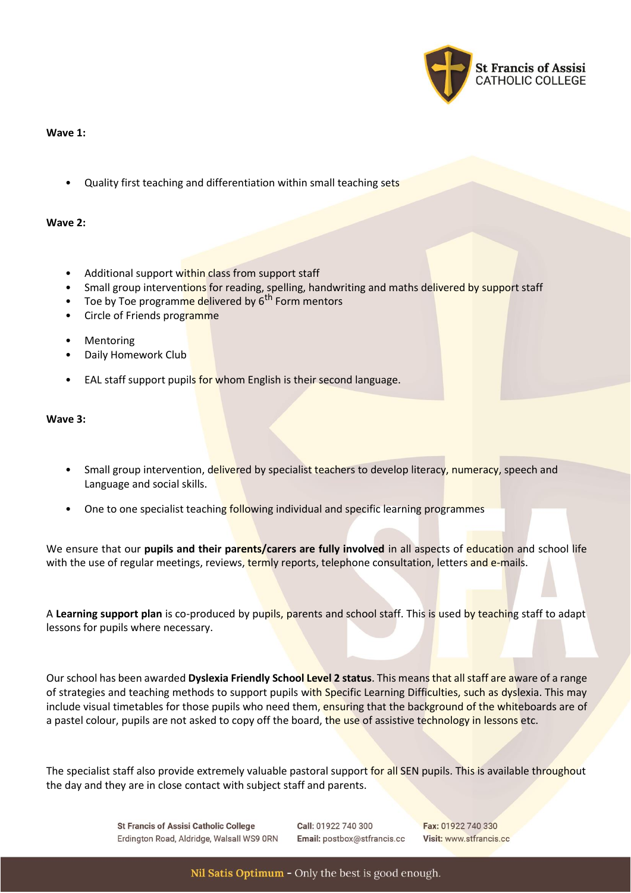**Wave 1:**

- Quality first teaching and differentiation within small teaching sets

**Wave 2:**

- Additional support within class from support staff
- Small group interventions for reading, spelling, handwriting and maths delivered by support staff
- Toe by Toe programme delivered by 6th Form mentors
- Circle of Friends programme
- Mentoring
- Daily Homework Club
- EAL staff support pupils for whom English is their second language.

**Wave 3:**

- Small group intervention, delivered by specialist teachers to develop literacy, numeracy, speech and Language and social skills.
- One to one specialist teaching following individual and specific learning programmes

We ensure that our **pupils and their parents/carers are fully involved** in all aspects of education and school life with the use of regular meetings, reviews, termly reports, telephone consultation, letters and e-mails.

A **Learning support plan** is co-produced by pupils, parents and school staff. This is used by teaching staff to adapt lessons for pupils where necessary.

Our school has been awarded **Dyslexia Friendly School Level 2 status**. This means that all staff are aware of a range of strategies and teaching methods to support pupils with Specific Learning Difficulties, such as dyslexia. This may include visual timetables for those pupils who need them, ensuring that the background of the whiteboards are of a pastel colour, pupils are not asked to copy off the board, the use of assistive technology in lessons etc.

The specialist staff also provide extremely valuable pastoral support for all SEN pupils. This is available throughout the day and they are in close contact with subject staff and parents.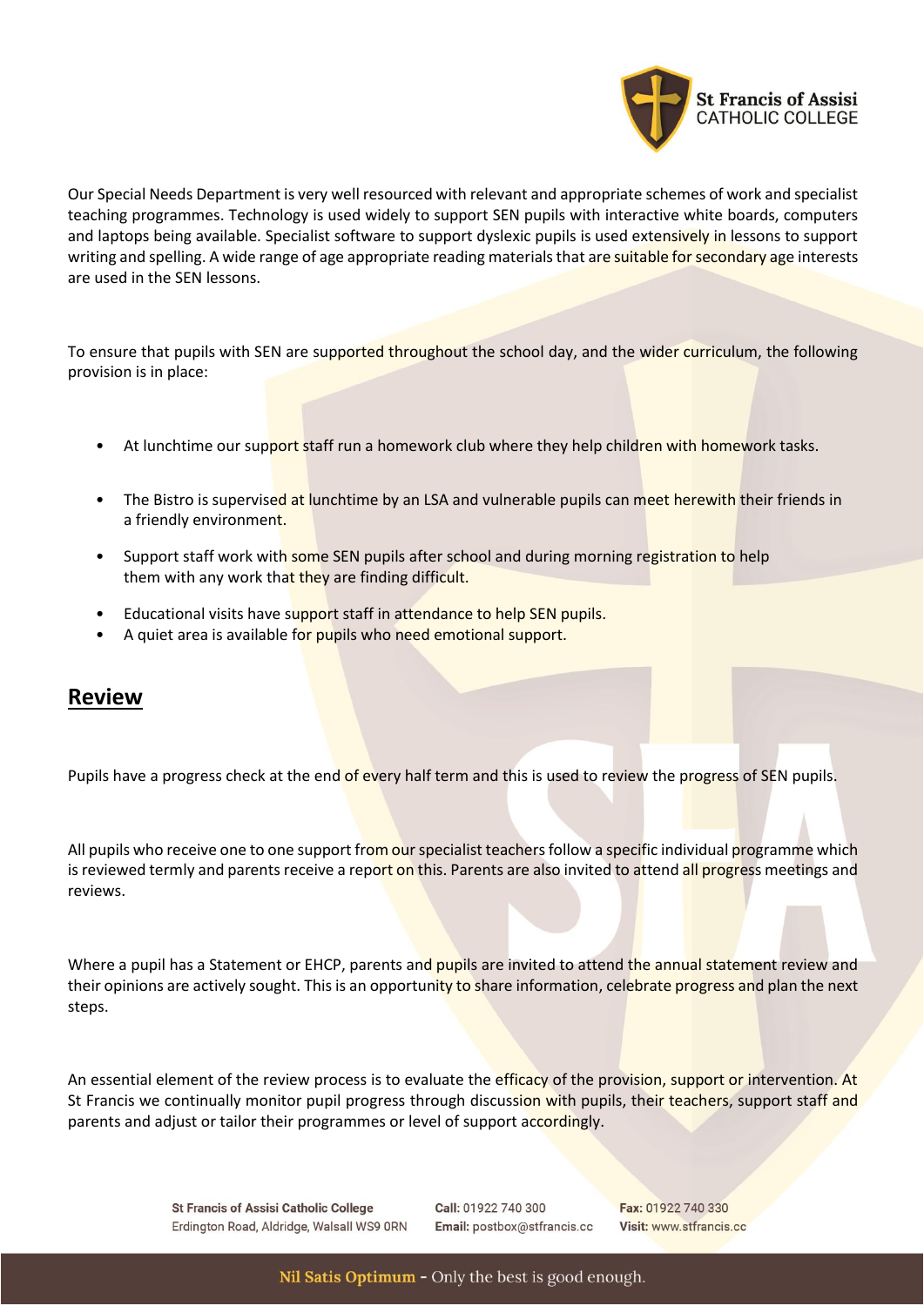Our Special Needs Department is very well resourced with relevant and appropriate schemes of work and specialist teaching programmes. Technology is used widely to support SEN pupils with interactive white boards, computers and laptops being available. Specialist software to support dyslexic pupils is used extensively in lessons to support writing and spelling. A wide range of age appropriate reading materials that are suitable for secondary age interests are used in the SEN lessons.

To ensure that pupils with SEN are supported throughout the school day, and the wider curriculum, the following provision is in place:

- At lunchtime our support staff run a homework club where they help children with homework tasks.
- The Bistro is supervised at lunchtime by an LSA and vulnerable pupils can meet herewith their friends in a friendly environment.
- Support staff work with some SEN pupils after school and during morning registration to help them with any work that they are finding difficult.
- Educational visits have support staff in attendance to help SEN pupils.
- A quiet area is available for pupils who need emotional support.

## Review

Pupils have a progress check at the end of every half term and this is used to review the progress of SEN pupils.

All pupils who receive one to one support from our specialist teachers follow a specific individual programme which is reviewed termly and parents receive a report on this. Parents are also invited to attend all progress meetings and reviews.

Where a pupil has a Statement or EHCP, parents and pupils are invited to attend the annual statement review and their opinions are actively sought. This is an opportunity to share information, celebrate progress and plan the next steps.

An essential element of the review process is to evaluate the efficacy of the provision, support or intervention. At St Francis we continually monitor pupil progress through discussion with pupils, their teachers, support staff and parents and adjust or tailor their programmes or level of support accordingly.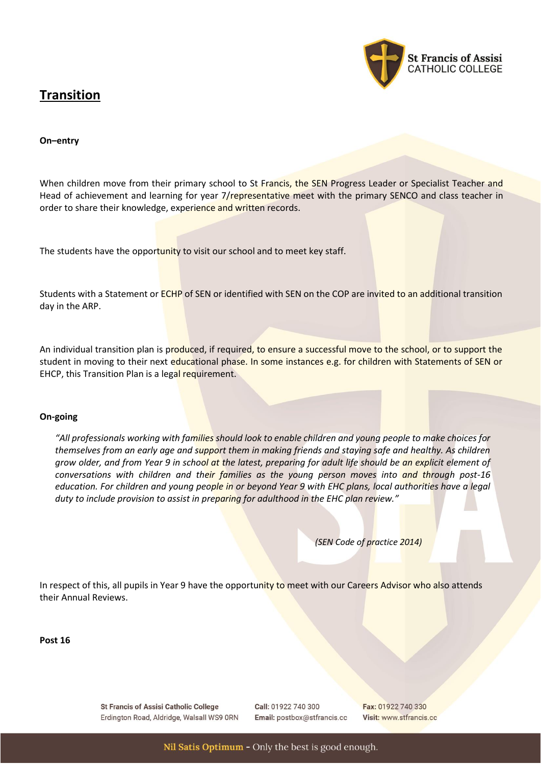# Transition

**On–entry**

When children move from their primary school to St Francis, the SEN Progress Leader or Specialist Teacher and Head of achievement and learning for year 7/representative meet with the primary SENCO and class teacher in order to share their knowledge, experience and written records.

The students have the opportunity to visit our school and to meet key staff.

Students with a Statement or ECHP of SEN or identified with SEN on the COP are invited to an additional transition day in the ARP.

An individual transition plan is produced, if required, to ensure a successful move to the school, or to support the student in moving to their next educational phase. In some instances e.g. for children with Statements of SEN or EHCP, this Transition Plan is a legal requirement.

**On-going**

> *"All professionals working with families should look to enable children and young people to make choices for themselves from an early age and support them in making friends and staying safe and healthy. As children grow older, and from Year 9 in school at the latest, preparing for adult life should be an explicit element of conversations with children and their families as the young person moves into and through post-16 education. For children and young people in or beyond Year 9 with EHC plans, local authorities have a legal duty to include provision to assist in preparing for adulthood in the EHC plan review."*
>
> *(SEN Code of practice 2014)*

In respect of this, all pupils in Year 9 have the opportunity to meet with our Careers Advisor who also attends their Annual Reviews.

**Post 16**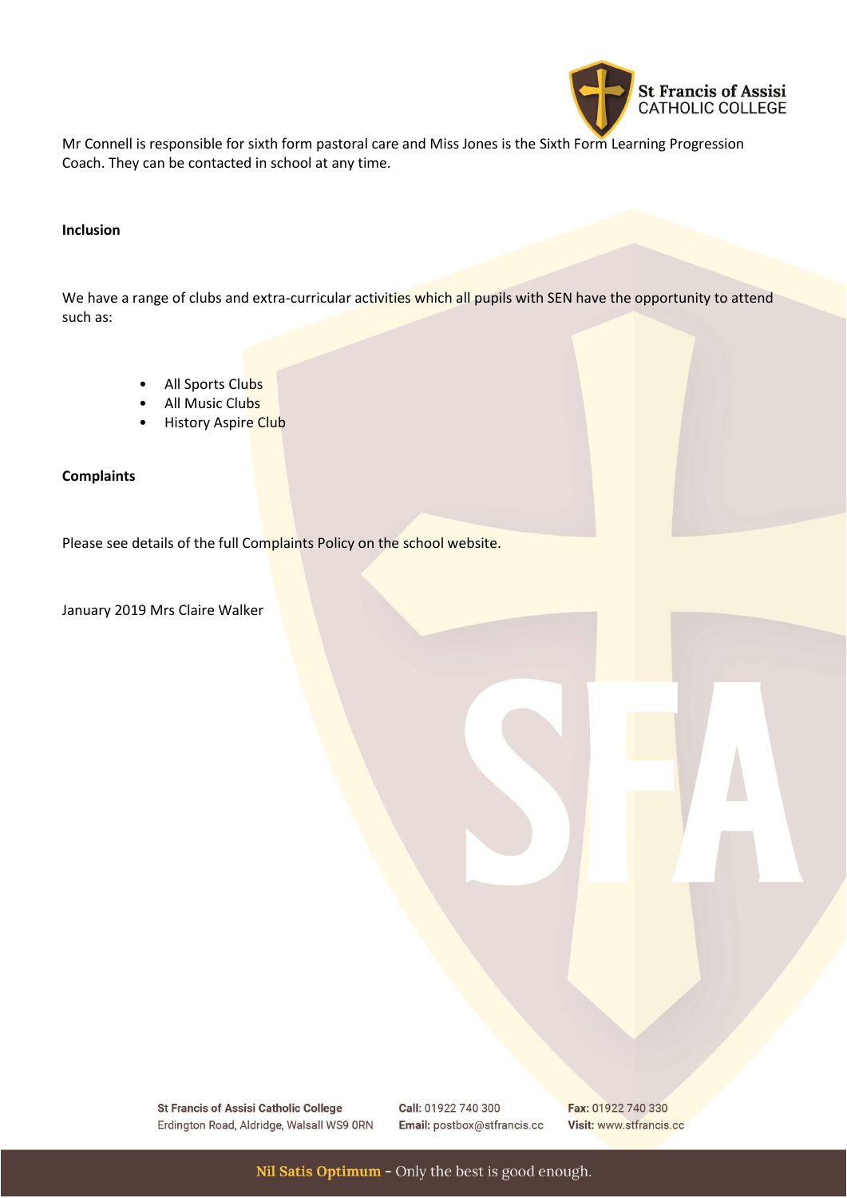Mr Connell is responsible for sixth form pastoral care and Miss Jones is the Sixth Form Learning Progression Coach. They can be contacted in school at any time.

**Inclusion**

We have a range of clubs and extra-curricular activities which all pupils with SEN have the opportunity to attend such as:

- All Sports Clubs
- All Music Clubs
- History Aspire Club

**Complaints**

Please see details of the full Complaints Policy on the school website.

January 2019 Mrs Claire Walker